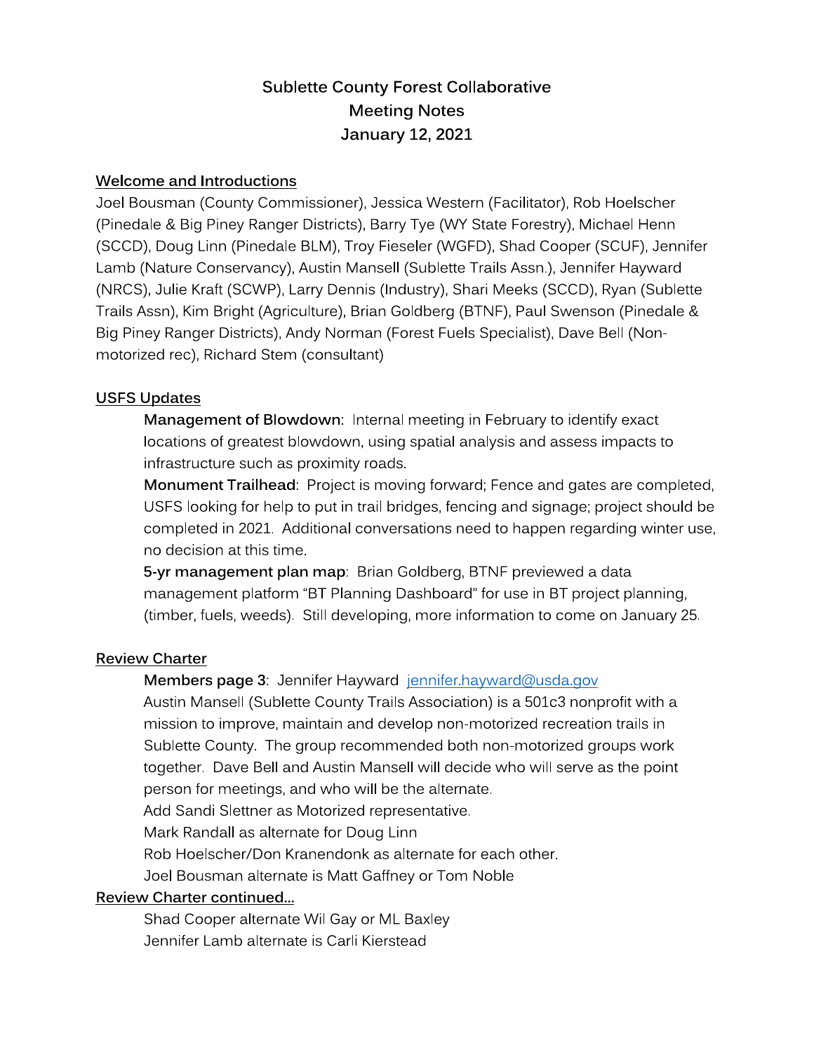# Sublette County Forest Collaborative
## Meeting Notes
## January 12, 2021

### Welcome and Introductions

Joel Bousman (County Commissioner), Jessica Western (Facilitator), Rob Hoelscher (Pinedale & Big Piney Ranger Districts), Barry Tye (WY State Forestry), Michael Henn (SCCD), Doug Linn (Pinedale BLM), Troy Fieseler (WGFD), Shad Cooper (SCUF), Jennifer Lamb (Nature Conservancy), Austin Mansell (Sublette Trails Assn.), Jennifer Hayward (NRCS), Julie Kraft (SCWP), Larry Dennis (Industry), Shari Meeks (SCCD), Ryan (Sublette Trails Assn), Kim Bright (Agriculture), Brian Goldberg (BTNF), Paul Swenson (Pinedale & Big Piney Ranger Districts), Andy Norman (Forest Fuels Specialist), Dave Bell (Non-motorized rec), Richard Stem (consultant)

### USFS Updates

**Management of Blowdown**: Internal meeting in February to identify exact locations of greatest blowdown, using spatial analysis and assess impacts to infrastructure such as proximity roads.

**Monument Trailhead**: Project is moving forward; Fence and gates are completed, USFS looking for help to put in trail bridges, fencing and signage; project should be completed in 2021. Additional conversations need to happen regarding winter use, no decision at this time.

**5-yr management plan map**: Brian Goldberg, BTNF previewed a data management platform "BT Planning Dashboard" for use in BT project planning, (timber, fuels, weeds). Still developing, more information to come on January 25.

### Review Charter

**Members page 3**: Jennifer Hayward jennifer.hayward@usda.gov

Austin Mansell (Sublette County Trails Association) is a 501c3 nonprofit with a mission to improve, maintain and develop non-motorized recreation trails in Sublette County. The group recommended both non-motorized groups work together. Dave Bell and Austin Mansell will decide who will serve as the point person for meetings, and who will be the alternate.

Add Sandi Slettner as Motorized representative.

Mark Randall as alternate for Doug Linn

Rob Hoelscher/Don Kranendonk as alternate for each other.

Joel Bousman alternate is Matt Gaffney or Tom Noble

### Review Charter continued...

Shad Cooper alternate Wil Gay or ML Baxley

Jennifer Lamb alternate is Carli Kierstead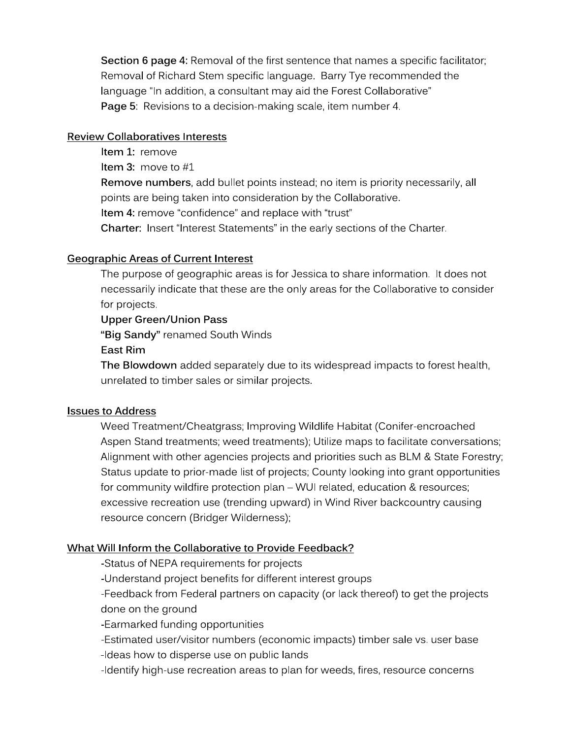**Section 6 page 4:** Removal of the first sentence that names a specific facilitator; Removal of Richard Stem specific language. Barry Tye recommended the language "In addition, a consultant may aid the Forest Collaborative"
**Page 5:** Revisions to a decision-making scale, item number 4.

## Review Collaboratives Interests

**Item 1:** remove
**Item 3:** move to #1
**Remove numbers**, add bullet points instead; no item is priority necessarily, all points are being taken into consideration by the Collaborative.
**Item 4:** remove "confidence" and replace with "trust"
**Charter:** Insert "Interest Statements" in the early sections of the Charter.

## Geographic Areas of Current Interest

The purpose of geographic areas is for Jessica to share information. It does not necessarily indicate that these are the only areas for the Collaborative to consider for projects.
**Upper Green/Union Pass**
**"Big Sandy"** renamed South Winds
**East Rim**
**The Blowdown** added separately due to its widespread impacts to forest health, unrelated to timber sales or similar projects.

## Issues to Address

Weed Treatment/Cheatgrass; Improving Wildlife Habitat (Conifer-encroached Aspen Stand treatments; weed treatments); Utilize maps to facilitate conversations; Alignment with other agencies projects and priorities such as BLM & State Forestry; Status update to prior-made list of projects; County looking into grant opportunities for community wildfire protection plan – WUI related, education & resources; excessive recreation use (trending upward) in Wind River backcountry causing resource concern (Bridger Wilderness);

## What Will Inform the Collaborative to Provide Feedback?

-Status of NEPA requirements for projects
-Understand project benefits for different interest groups
-Feedback from Federal partners on capacity (or lack thereof) to get the projects done on the ground
-Earmarked funding opportunities
-Estimated user/visitor numbers (economic impacts) timber sale vs. user base
-Ideas how to disperse use on public lands
-Identify high-use recreation areas to plan for weeds, fires, resource concerns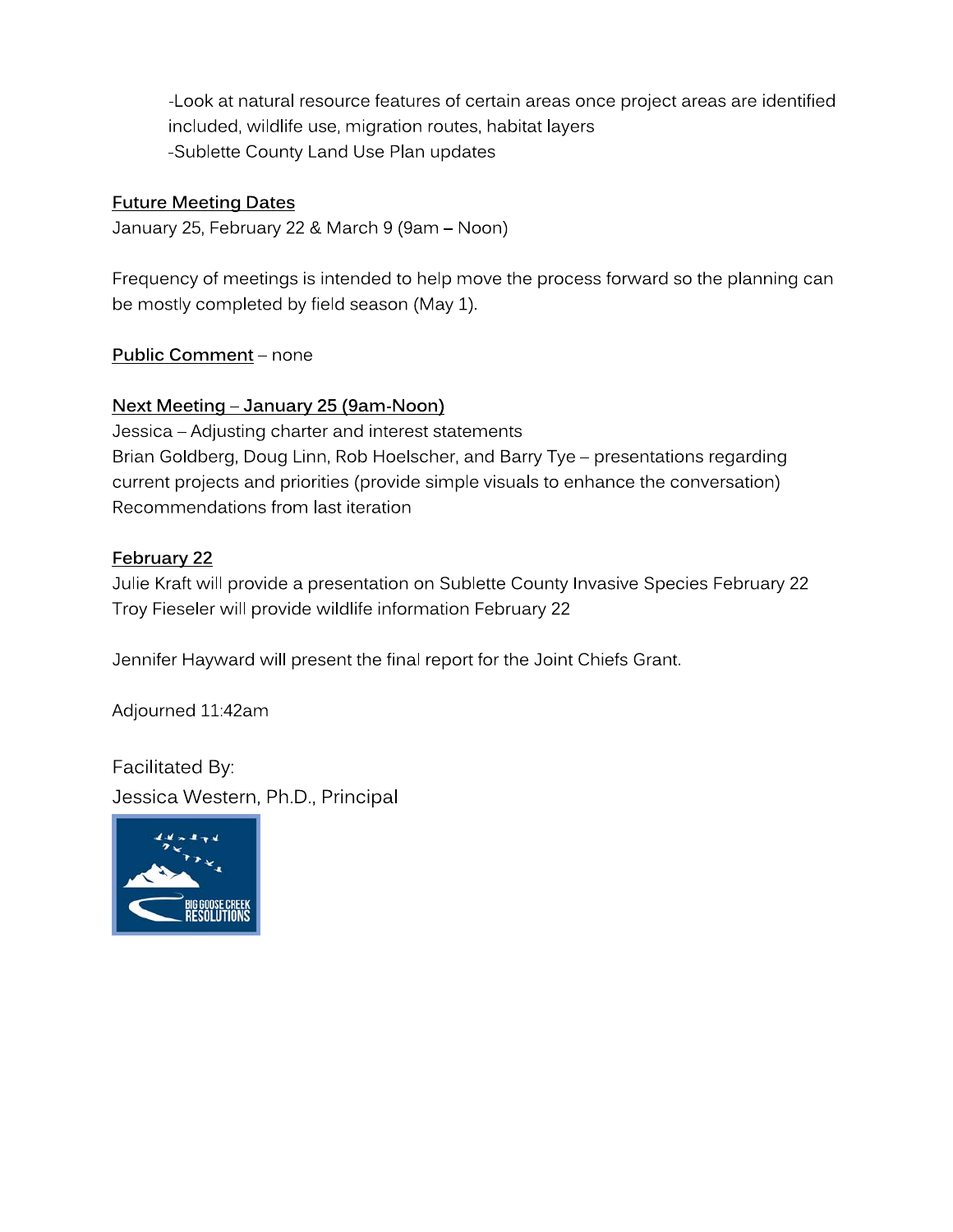-Look at natural resource features of certain areas once project areas are identified included, wildlife use, migration routes, habitat layers
-Sublette County Land Use Plan updates

**Future Meeting Dates**

January 25, February 22 & March 9 (9am – Noon)

Frequency of meetings is intended to help move the process forward so the planning can be mostly completed by field season (May 1).

**Public Comment** – none

**Next Meeting – January 25 (9am-Noon)**

Jessica – Adjusting charter and interest statements
Brian Goldberg, Doug Linn, Rob Hoelscher, and Barry Tye – presentations regarding current projects and priorities (provide simple visuals to enhance the conversation)
Recommendations from last iteration

**February 22**

Julie Kraft will provide a presentation on Sublette County Invasive Species February 22
Troy Fieseler will provide wildlife information February 22

Jennifer Hayward will present the final report for the Joint Chiefs Grant.

Adjourned 11:42am

Facilitated By:
Jessica Western, Ph.D., Principal

BIG GOOSE CREEK RESOLUTIONS